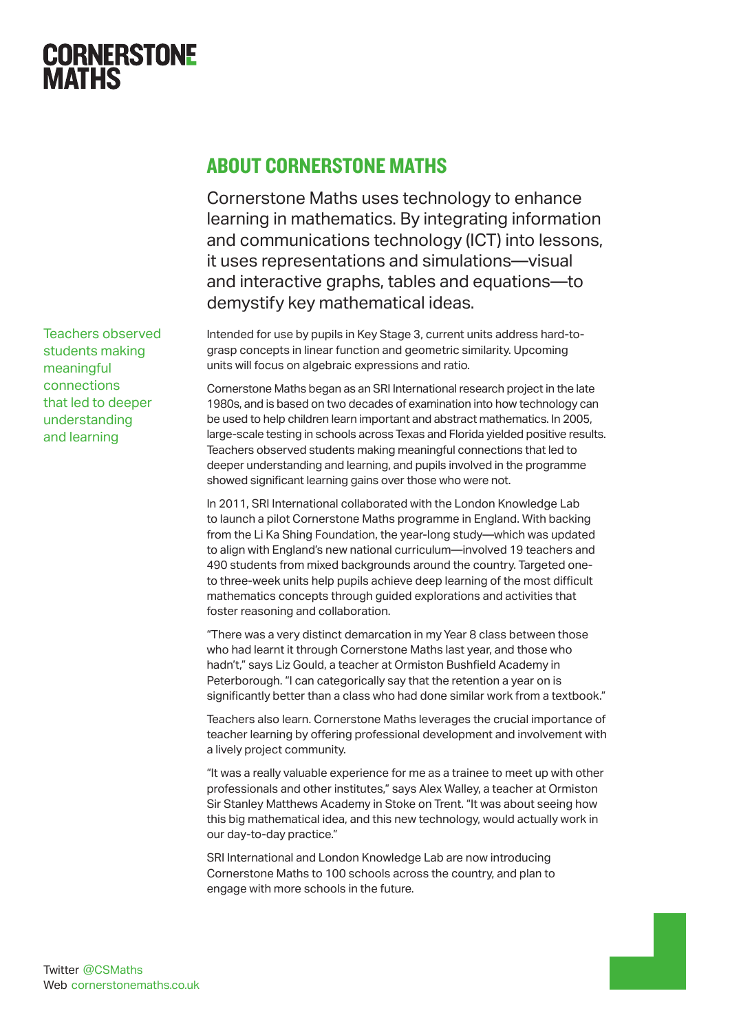# CORNERSTONE MATHS

## ABOUT CORNERSTONE MATHS

Cornerstone Maths uses technology to enhance learning in mathematics. By integrating information and communications technology (ICT) into lessons, it uses representations and simulations—visual and interactive graphs, tables and equations—to demystify key mathematical ideas.

Teachers observed students making meaningful connections that led to deeper understanding and learning

Intended for use by pupils in Key Stage 3, current units address hard-to-grasp concepts in linear function and geometric similarity. Upcoming units will focus on algebraic expressions and ratio.

Cornerstone Maths began as an SRI International research project in the late 1980s, and is based on two decades of examination into how technology can be used to help children learn important and abstract mathematics. In 2005, large-scale testing in schools across Texas and Florida yielded positive results. Teachers observed students making meaningful connections that led to deeper understanding and learning, and pupils involved in the programme showed significant learning gains over those who were not.

In 2011, SRI International collaborated with the London Knowledge Lab to launch a pilot Cornerstone Maths programme in England. With backing from the Li Ka Shing Foundation, the year-long study—which was updated to align with England's new national curriculum—involved 19 teachers and 490 students from mixed backgrounds around the country. Targeted one- to three-week units help pupils achieve deep learning of the most difficult mathematics concepts through guided explorations and activities that foster reasoning and collaboration.

"There was a very distinct demarcation in my Year 8 class between those who had learnt it through Cornerstone Maths last year, and those who hadn't," says Liz Gould, a teacher at Ormiston Bushfield Academy in Peterborough. "I can categorically say that the retention a year on is significantly better than a class who had done similar work from a textbook."

Teachers also learn. Cornerstone Maths leverages the crucial importance of teacher learning by offering professional development and involvement with a lively project community.

"It was a really valuable experience for me as a trainee to meet up with other professionals and other institutes," says Alex Walley, a teacher at Ormiston Sir Stanley Matthews Academy in Stoke on Trent. "It was about seeing how this big mathematical idea, and this new technology, would actually work in our day-to-day practice."

SRI International and London Knowledge Lab are now introducing Cornerstone Maths to 100 schools across the country, and plan to engage with more schools in the future.

Twitter @CSMaths
Web cornerstonemaths.co.uk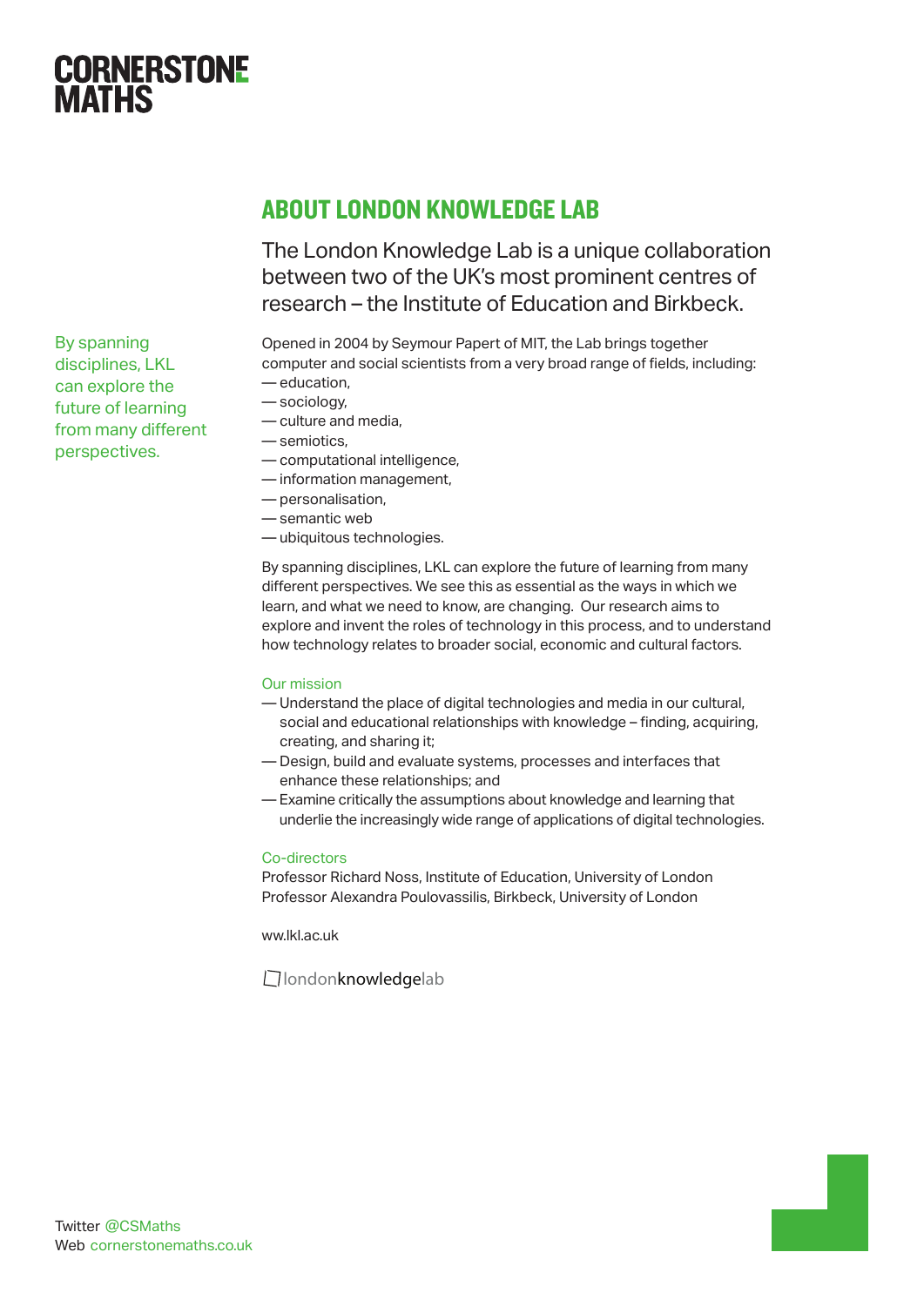# CORNERSTONE MATHS

## ABOUT LONDON KNOWLEDGE LAB

The London Knowledge Lab is a unique collaboration between two of the UK's most prominent centres of research – the Institute of Education and Birkbeck.

By spanning disciplines, LKL can explore the future of learning from many different perspectives.

Opened in 2004 by Seymour Papert of MIT, the Lab brings together computer and social scientists from a very broad range of fields, including:

- education,
- sociology,
- culture and media,
- semiotics,
- computational intelligence,
- information management,
- personalisation,
- semantic web
- ubiquitous technologies.

By spanning disciplines, LKL can explore the future of learning from many different perspectives. We see this as essential as the ways in which we learn, and what we need to know, are changing. Our research aims to explore and invent the roles of technology in this process, and to understand how technology relates to broader social, economic and cultural factors.

### Our mission

- Understand the place of digital technologies and media in our cultural, social and educational relationships with knowledge – finding, acquiring, creating, and sharing it;
- Design, build and evaluate systems, processes and interfaces that enhance these relationships; and
- Examine critically the assumptions about knowledge and learning that underlie the increasingly wide range of applications of digital technologies.

### Co-directors

Professor Richard Noss, Institute of Education, University of London
Professor Alexandra Poulovassilis, Birkbeck, University of London

ww.lkl.ac.uk

londonknowledgelab

Twitter @CSMaths
Web cornerstonemaths.co.uk